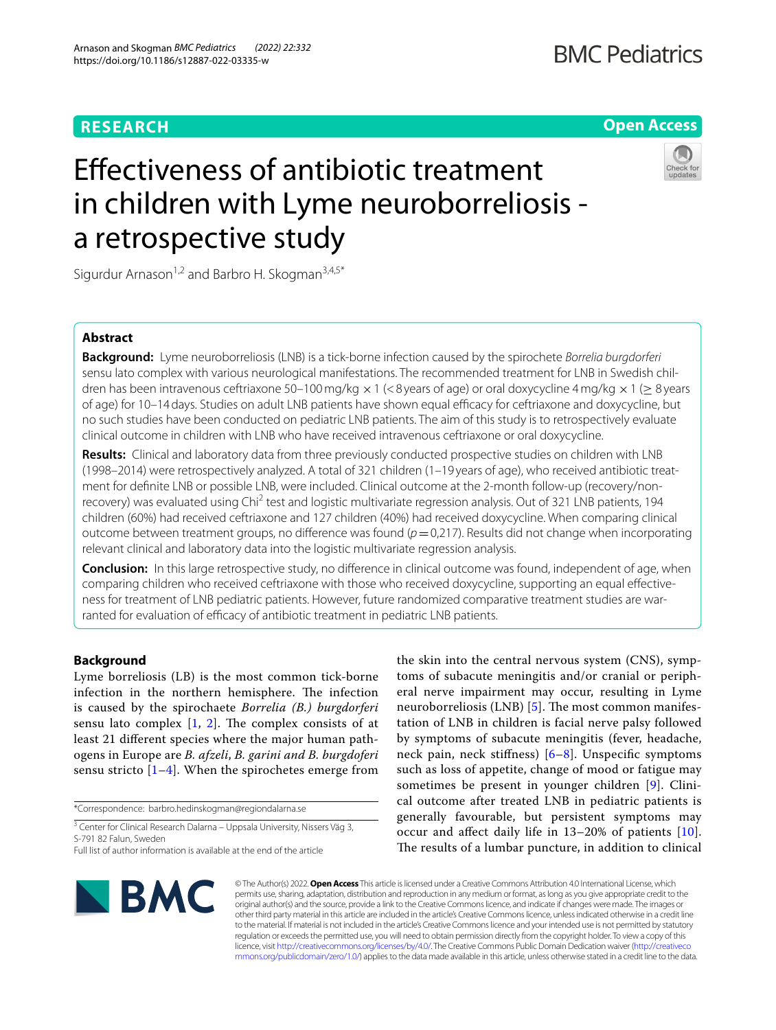**RESEARCH** **Open Access**

# Effectiveness of antibiotic treatment in children with Lyme neuroborreliosis - a retrospective study

Sigurdur Arnason[1,2] and Barbro H. Skogman[3,4,5*]

## Abstract

**Background:** Lyme neuroborreliosis (LNB) is a tick-borne infection caused by the spirochete *Borrelia burgdorferi* sensu lato complex with various neurological manifestations. The recommended treatment for LNB in Swedish children has been intravenous ceftriaxone 50–100 mg/kg × 1 (< 8 years of age) or oral doxycycline 4 mg/kg × 1 (≥ 8 years of age) for 10–14 days. Studies on adult LNB patients have shown equal efficacy for ceftriaxone and doxycycline, but no such studies have been conducted on pediatric LNB patients. The aim of this study is to retrospectively evaluate clinical outcome in children with LNB who have received intravenous ceftriaxone or oral doxycycline.

**Results:** Clinical and laboratory data from three previously conducted prospective studies on children with LNB (1998–2014) were retrospectively analyzed. A total of 321 children (1–19 years of age), who received antibiotic treatment for definite LNB or possible LNB, were included. Clinical outcome at the 2-month follow-up (recovery/non-recovery) was evaluated using Chi$^2$ test and logistic multivariate regression analysis. Out of 321 LNB patients, 194 children (60%) had received ceftriaxone and 127 children (40%) had received doxycycline. When comparing clinical outcome between treatment groups, no difference was found ($p = 0{,}217$). Results did not change when incorporating relevant clinical and laboratory data into the logistic multivariate regression analysis.

**Conclusion:** In this large retrospective study, no difference in clinical outcome was found, independent of age, when comparing children who received ceftriaxone with those who received doxycycline, supporting an equal effectiveness for treatment of LNB pediatric patients. However, future randomized comparative treatment studies are warranted for evaluation of efficacy of antibiotic treatment in pediatric LNB patients.

## Background

Lyme borreliosis (LB) is the most common tick-borne infection in the northern hemisphere. The infection is caused by the spirochaete *Borrelia (B.) burgdorferi* sensu lato complex [1, 2]. The complex consists of at least 21 different species where the major human pathogens in Europe are *B. afzeli*, *B. garini and B. burgdoferi* sensu stricto [1–4]. When the spirochetes emerge from the skin into the central nervous system (CNS), symptoms of subacute meningitis and/or cranial or peripheral nerve impairment may occur, resulting in Lyme neuroborreliosis (LNB) [5]. The most common manifestation of LNB in children is facial nerve palsy followed by symptoms of subacute meningitis (fever, headache, neck pain, neck stiffness) [6–8]. Unspecific symptoms such as loss of appetite, change of mood or fatigue may sometimes be present in younger children [9]. Clinical outcome after treated LNB in pediatric patients is generally favourable, but persistent symptoms may occur and affect daily life in 13–20% of patients [10]. The results of a lumbar puncture, in addition to clinical

*Correspondence: barbro.hedinskogman@regiondalarna.se

[3] Center for Clinical Research Dalarna – Uppsala University, Nissers Väg 3, S-791 82 Falun, Sweden

Full list of author information is available at the end of the article

© The Author(s) 2022. **Open Access** This article is licensed under a Creative Commons Attribution 4.0 International License, which permits use, sharing, adaptation, distribution and reproduction in any medium or format, as long as you give appropriate credit to the original author(s) and the source, provide a link to the Creative Commons licence, and indicate if changes were made. The images or other third party material in this article are included in the article's Creative Commons licence, unless indicated otherwise in a credit line to the material. If material is not included in the article's Creative Commons licence and your intended use is not permitted by statutory regulation or exceeds the permitted use, you will need to obtain permission directly from the copyright holder. To view a copy of this licence, visit http://creativecommons.org/licenses/by/4.0/. The Creative Commons Public Domain Dedication waiver (http://creativecommons.org/publicdomain/zero/1.0/) applies to the data made available in this article, unless otherwise stated in a credit line to the data.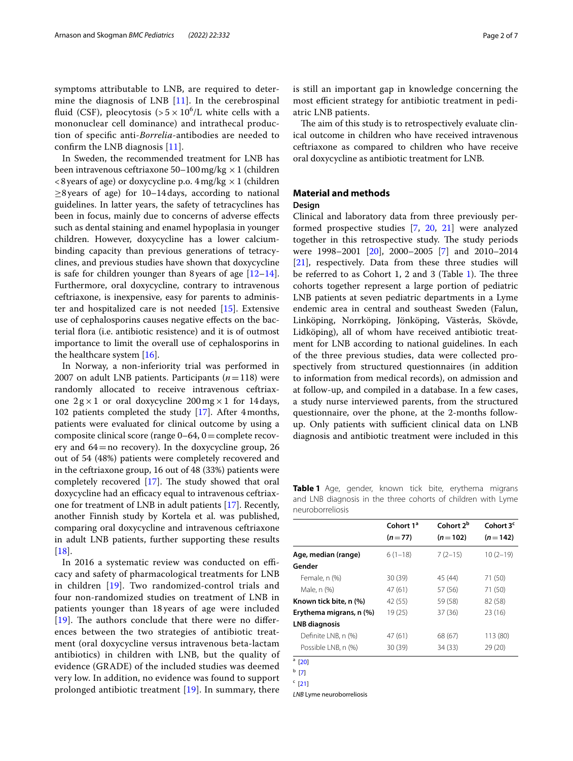symptoms attributable to LNB, are required to determine the diagnosis of LNB [11]. In the cerebrospinal fluid (CSF), pleocytosis ($>5 \times 10^6$/L white cells with a mononuclear cell dominance) and intrathecal production of specific anti-*Borrelia*-antibodies are needed to confirm the LNB diagnosis [11].

In Sweden, the recommended treatment for LNB has been intravenous ceftriaxone 50–100 mg/kg $\times$ 1 (children < 8 years of age) or doxycycline p.o. 4 mg/kg $\times$ 1 (children ≥8 years of age) for 10–14 days, according to national guidelines. In latter years, the safety of tetracyclines has been in focus, mainly due to concerns of adverse effects such as dental staining and enamel hypoplasia in younger children. However, doxycycline has a lower calcium-binding capacity than previous generations of tetracyclines, and previous studies have shown that doxycycline is safe for children younger than 8 years of age [12–14]. Furthermore, oral doxycycline, contrary to intravenous ceftriaxone, is inexpensive, easy for parents to administer and hospitalized care is not needed [15]. Extensive use of cephalosporins causes negative effects on the bacterial flora (i.e. antibiotic resistence) and it is of outmost importance to limit the overall use of cephalosporins in the healthcare system [16].

In Norway, a non-inferiority trial was performed in 2007 on adult LNB patients. Participants ($n = 118$) were randomly allocated to receive intravenous ceftriaxone 2 g $\times$ 1 or oral doxycycline 200 mg $\times$ 1 for 14 days, 102 patients completed the study [17]. After 4 months, patients were evaluated for clinical outcome by using a composite clinical score (range 0–64, 0 = complete recovery and 64 = no recovery). In the doxycycline group, 26 out of 54 (48%) patients were completely recovered and in the ceftriaxone group, 16 out of 48 (33%) patients were completely recovered [17]. The study showed that oral doxycycline had an efficacy equal to intravenous ceftriaxone for treatment of LNB in adult patients [17]. Recently, another Finnish study by Kortela et al. was published, comparing oral doxycycline and intravenous ceftriaxone in adult LNB patients, further supporting these results [18].

In 2016 a systematic review was conducted on efficacy and safety of pharmacological treatments for LNB in children [19]. Two randomized-control trials and four non-randomized studies on treatment of LNB in patients younger than 18 years of age were included [19]. The authors conclude that there were no differences between the two strategies of antibiotic treatment (oral doxycycline versus intravenous beta-lactam antibiotics) in children with LNB, but the quality of evidence (GRADE) of the included studies was deemed very low. In addition, no evidence was found to support prolonged antibiotic treatment [19]. In summary, there is still an important gap in knowledge concerning the most efficient strategy for antibiotic treatment in pediatric LNB patients.

The aim of this study is to retrospectively evaluate clinical outcome in children who have received intravenous ceftriaxone as compared to children who have receive oral doxycycline as antibiotic treatment for LNB.

## Material and methods

### Design

Clinical and laboratory data from three previously performed prospective studies [7, 20, 21] were analyzed together in this retrospective study. The study periods were 1998–2001 [20], 2000–2005 [7] and 2010–2014 [21], respectively. Data from these three studies will be referred to as Cohort 1, 2 and 3 (Table 1). The three cohorts together represent a large portion of pediatric LNB patients at seven pediatric departments in a Lyme endemic area in central and southeast Sweden (Falun, Linköping, Norrköping, Jönköping, Västerås, Skövde, Lidköping), all of whom have received antibiotic treatment for LNB according to national guidelines. In each of the three previous studies, data were collected prospectively from structured questionnaires (in addition to information from medical records), on admission and at follow-up, and compiled in a database. In a few cases, a study nurse interviewed parents, from the structured questionnaire, over the phone, at the 2-months follow-up. Only patients with sufficient clinical data on LNB diagnosis and antibiotic treatment were included in this

**Table 1** Age, gender, known tick bite, erythema migrans and LNB diagnosis in the three cohorts of children with Lyme neuroborreliosis

| | Cohort 1[a] ($n = 77$) | Cohort 2[b] ($n = 102$) | Cohort 3[c] ($n = 142$) |
|---|---|---|---|
| **Age, median (range)** | 6 (1–18) | 7 (2–15) | 10 (2–19) |
| **Gender** | | | |
| Female, n (%) | 30 (39) | 45 (44) | 71 (50) |
| Male, n (%) | 47 (61) | 57 (56) | 71 (50) |
| **Known tick bite, n (%)** | 42 (55) | 59 (58) | 82 (58) |
| **Erythema migrans, n (%)** | 19 (25) | 37 (36) | 23 (16) |
| **LNB diagnosis** | | | |
| Definite LNB, n (%) | 47 (61) | 68 (67) | 113 (80) |
| Possible LNB, n (%) | 30 (39) | 34 (33) | 29 (20) |

[a] [20]

[b] [7]

[c] [21]

*LNB* Lyme neuroborreliosis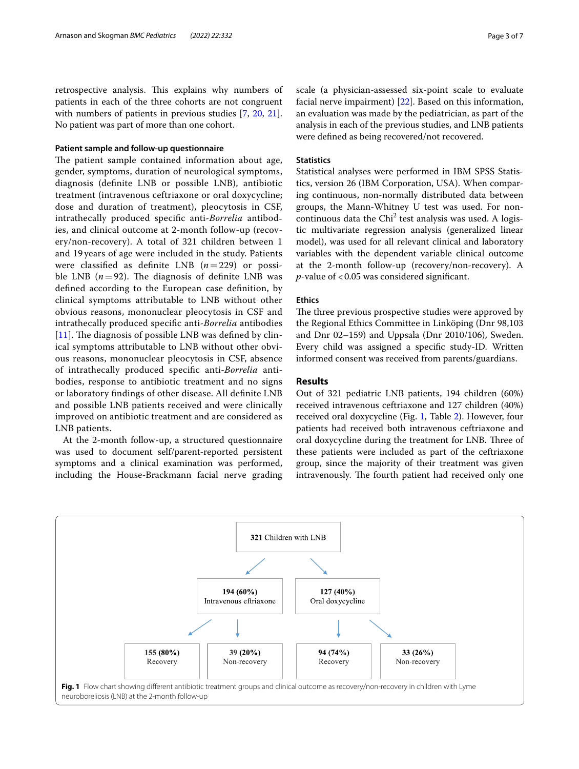retrospective analysis. This explains why numbers of patients in each of the three cohorts are not congruent with numbers of patients in previous studies [7, 20, 21]. No patient was part of more than one cohort.

### Patient sample and follow-up questionnaire

The patient sample contained information about age, gender, symptoms, duration of neurological symptoms, diagnosis (definite LNB or possible LNB), antibiotic treatment (intravenous ceftriaxone or oral doxycycline; dose and duration of treatment), pleocytosis in CSF, intrathecally produced specific anti-*Borrelia* antibodies, and clinical outcome at 2-month follow-up (recovery/non-recovery). A total of 321 children between 1 and 19 years of age were included in the study. Patients were classified as definite LNB ($n = 229$) or possible LNB ($n = 92$). The diagnosis of definite LNB was defined according to the European case definition, by clinical symptoms attributable to LNB without other obvious reasons, mononuclear pleocytosis in CSF and intrathecally produced specific anti-*Borrelia* antibodies [11]. The diagnosis of possible LNB was defined by clinical symptoms attributable to LNB without other obvious reasons, mononuclear pleocytosis in CSF, absence of intrathecally produced specific anti-*Borrelia* antibodies, response to antibiotic treatment and no signs or laboratory findings of other disease. All definite LNB and possible LNB patients received and were clinically improved on antibiotic treatment and are considered as LNB patients.

At the 2-month follow-up, a structured questionnaire was used to document self/parent-reported persistent symptoms and a clinical examination was performed, including the House-Brackmann facial nerve grading scale (a physician-assessed six-point scale to evaluate facial nerve impairment) [22]. Based on this information, an evaluation was made by the pediatrician, as part of the analysis in each of the previous studies, and LNB patients were defined as being recovered/not recovered.

### Statistics

Statistical analyses were performed in IBM SPSS Statistics, version 26 (IBM Corporation, USA). When comparing continuous, non-normally distributed data between groups, the Mann-Whitney U test was used. For non-continuous data the Chi$^2$ test analysis was used. A logistic multivariate regression analysis (generalized linear model), was used for all relevant clinical and laboratory variables with the dependent variable clinical outcome at the 2-month follow-up (recovery/non-recovery). A $p$-value of $< 0.05$ was considered significant.

### Ethics

The three previous prospective studies were approved by the Regional Ethics Committee in Linköping (Dnr 98,103 and Dnr 02–159) and Uppsala (Dnr 2010/106), Sweden. Every child was assigned a specific study-ID. Written informed consent was received from parents/guardians.

## Results

Out of 321 pediatric LNB patients, 194 children (60%) received intravenous ceftriaxone and 127 children (40%) received oral doxycycline (Fig. 1, Table 2). However, four patients had received both intravenous ceftriaxone and oral doxycycline during the treatment for LNB. Three of these patients were included as part of the ceftriaxone group, since the majority of their treatment was given intravenously. The fourth patient had received only one

```
                    321 Children with LNB
                   /                      \
     194 (60%)                              127 (40%)
     Intravenous eftriaxone                 Oral doxycycline
      /            \                         /            \
155 (80%)       39 (20%)               94 (74%)        33 (26%)
Recovery        Non-recovery           Recovery        Non-recovery
```

**Fig. 1** Flow chart showing different antibiotic treatment groups and clinical outcome as recovery/non-recovery in children with Lyme neuroboreliosis (LNB) at the 2-month follow-up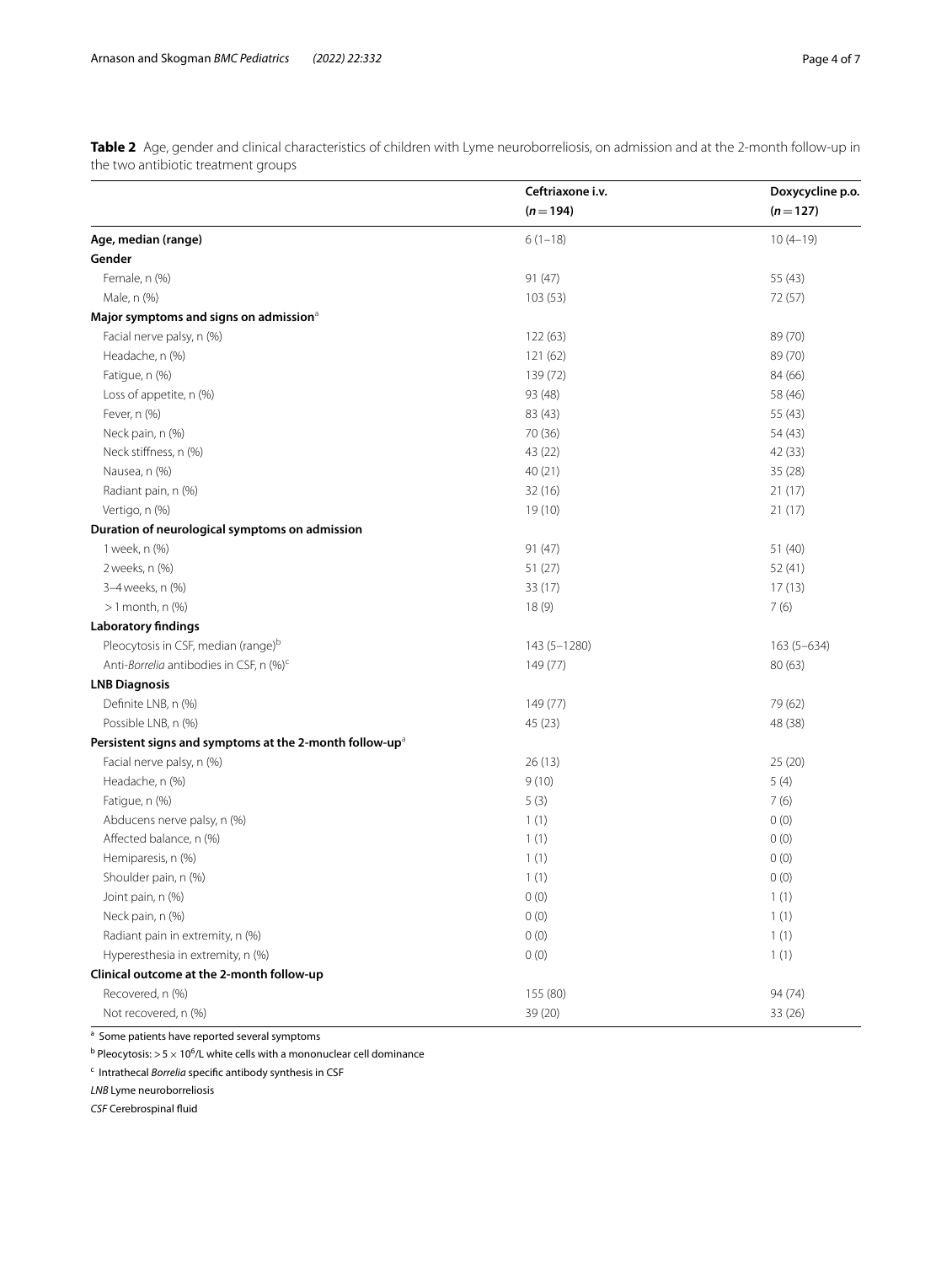**Table 2** Age, gender and clinical characteristics of children with Lyme neuroborreliosis, on admission and at the 2-month follow-up in the two antibiotic treatment groups

| | Ceftriaxone i.v. ($n = 194$) | Doxycycline p.o. ($n = 127$) |
|---|---|---|
| **Age, median (range)** | 6 (1–18) | 10 (4–19) |
| **Gender** | | |
| Female, n (%) | 91 (47) | 55 (43) |
| Male, n (%) | 103 (53) | 72 (57) |
| **Major symptoms and signs on admission**[a] | | |
| Facial nerve palsy, n (%) | 122 (63) | 89 (70) |
| Headache, n (%) | 121 (62) | 89 (70) |
| Fatigue, n (%) | 139 (72) | 84 (66) |
| Loss of appetite, n (%) | 93 (48) | 58 (46) |
| Fever, n (%) | 83 (43) | 55 (43) |
| Neck pain, n (%) | 70 (36) | 54 (43) |
| Neck stiffness, n (%) | 43 (22) | 42 (33) |
| Nausea, n (%) | 40 (21) | 35 (28) |
| Radiant pain, n (%) | 32 (16) | 21 (17) |
| Vertigo, n (%) | 19 (10) | 21 (17) |
| **Duration of neurological symptoms on admission** | | |
| 1 week, n (%) | 91 (47) | 51 (40) |
| 2 weeks, n (%) | 51 (27) | 52 (41) |
| 3–4 weeks, n (%) | 33 (17) | 17 (13) |
| > 1 month, n (%) | 18 (9) | 7 (6) |
| **Laboratory findings** | | |
| Pleocytosis in CSF, median (range)[b] | 143 (5–1280) | 163 (5–634) |
| Anti-*Borrelia* antibodies in CSF, n (%)[c] | 149 (77) | 80 (63) |
| **LNB Diagnosis** | | |
| Definite LNB, n (%) | 149 (77) | 79 (62) |
| Possible LNB, n (%) | 45 (23) | 48 (38) |
| **Persistent signs and symptoms at the 2-month follow-up**[a] | | |
| Facial nerve palsy, n (%) | 26 (13) | 25 (20) |
| Headache, n (%) | 9 (10) | 5 (4) |
| Fatigue, n (%) | 5 (3) | 7 (6) |
| Abducens nerve palsy, n (%) | 1 (1) | 0 (0) |
| Affected balance, n (%) | 1 (1) | 0 (0) |
| Hemiparesis, n (%) | 1 (1) | 0 (0) |
| Shoulder pain, n (%) | 1 (1) | 0 (0) |
| Joint pain, n (%) | 0 (0) | 1 (1) |
| Neck pain, n (%) | 0 (0) | 1 (1) |
| Radiant pain in extremity, n (%) | 0 (0) | 1 (1) |
| Hyperesthesia in extremity, n (%) | 0 (0) | 1 (1) |
| **Clinical outcome at the 2-month follow-up** | | |
| Recovered, n (%) | 155 (80) | 94 (74) |
| Not recovered, n (%) | 39 (20) | 33 (26) |

[a] Some patients have reported several symptoms

[b] Pleocytosis: $> 5 \times 10^6$/L white cells with a mononuclear cell dominance

[c] Intrathecal *Borrelia* specific antibody synthesis in CSF

*LNB* Lyme neuroborreliosis

*CSF* Cerebrospinal fluid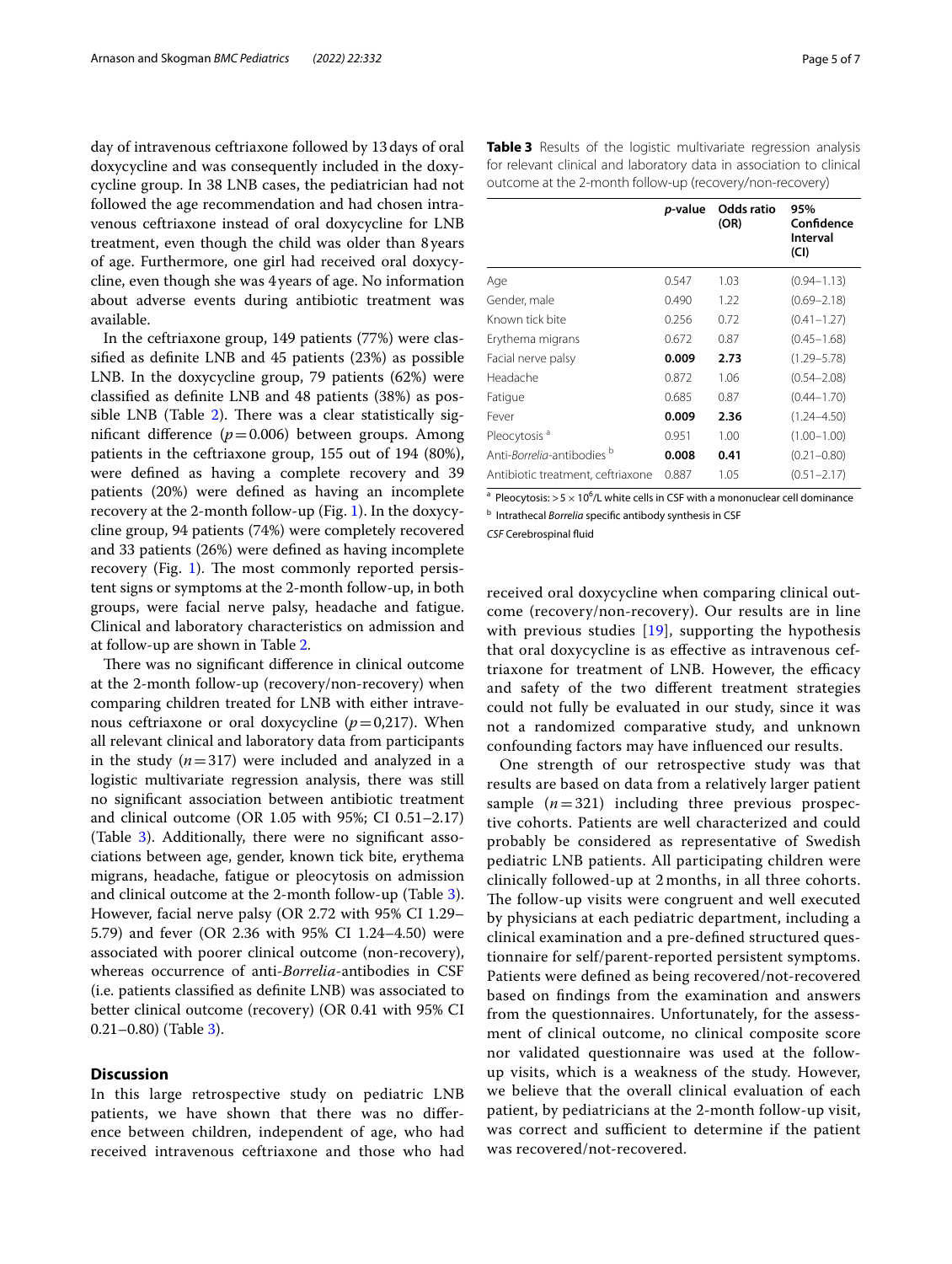day of intravenous ceftriaxone followed by 13 days of oral doxycycline and was consequently included in the doxycycline group. In 38 LNB cases, the pediatrician had not followed the age recommendation and had chosen intravenous ceftriaxone instead of oral doxycycline for LNB treatment, even though the child was older than 8 years of age. Furthermore, one girl had received oral doxycycline, even though she was 4 years of age. No information about adverse events during antibiotic treatment was available.

In the ceftriaxone group, 149 patients (77%) were classified as definite LNB and 45 patients (23%) as possible LNB. In the doxycycline group, 79 patients (62%) were classified as definite LNB and 48 patients (38%) as possible LNB (Table 2). There was a clear statistically significant difference ($p = 0.006$) between groups. Among patients in the ceftriaxone group, 155 out of 194 (80%), were defined as having a complete recovery and 39 patients (20%) were defined as having an incomplete recovery at the 2-month follow-up (Fig. 1). In the doxycycline group, 94 patients (74%) were completely recovered and 33 patients (26%) were defined as having incomplete recovery (Fig. 1). The most commonly reported persistent signs or symptoms at the 2-month follow-up, in both groups, were facial nerve palsy, headache and fatigue. Clinical and laboratory characteristics on admission and at follow-up are shown in Table 2.

There was no significant difference in clinical outcome at the 2-month follow-up (recovery/non-recovery) when comparing children treated for LNB with either intravenous ceftriaxone or oral doxycycline ($p = 0{,}217$). When all relevant clinical and laboratory data from participants in the study ($n = 317$) were included and analyzed in a logistic multivariate regression analysis, there was still no significant association between antibiotic treatment and clinical outcome (OR 1.05 with 95%; CI 0.51–2.17) (Table 3). Additionally, there were no significant associations between age, gender, known tick bite, erythema migrans, headache, fatigue or pleocytosis on admission and clinical outcome at the 2-month follow-up (Table 3). However, facial nerve palsy (OR 2.72 with 95% CI 1.29–5.79) and fever (OR 2.36 with 95% CI 1.24–4.50) were associated with poorer clinical outcome (non-recovery), whereas occurrence of anti-*Borrelia*-antibodies in CSF (i.e. patients classified as definite LNB) was associated to better clinical outcome (recovery) (OR 0.41 with 95% CI 0.21–0.80) (Table 3).

**Table 3** Results of the logistic multivariate regression analysis for relevant clinical and laboratory data in association to clinical outcome at the 2-month follow-up (recovery/non-recovery)

| | *p*-value | Odds ratio (OR) | 95% Confidence Interval (CI) |
|---|---|---|---|
| Age | 0.547 | 1.03 | (0.94–1.13) |
| Gender, male | 0.490 | 1.22 | (0.69–2.18) |
| Known tick bite | 0.256 | 0.72 | (0.41–1.27) |
| Erythema migrans | 0.672 | 0.87 | (0.45–1.68) |
| Facial nerve palsy | **0.009** | **2.73** | (1.29–5.78) |
| Headache | 0.872 | 1.06 | (0.54–2.08) |
| Fatigue | 0.685 | 0.87 | (0.44–1.70) |
| Fever | **0.009** | **2.36** | (1.24–4.50) |
| Pleocytosis [a] | 0.951 | 1.00 | (1.00–1.00) |
| Anti-*Borrelia*-antibodies [b] | **0.008** | **0.41** | (0.21–0.80) |
| Antibiotic treatment, ceftriaxone | 0.887 | 1.05 | (0.51–2.17) |

[a] Pleocytosis: $> 5 \times 10^6$/L white cells in CSF with a mononuclear cell dominance

[b] Intrathecal *Borrelia* specific antibody synthesis in CSF

*CSF* Cerebrospinal fluid

## Discussion

In this large retrospective study on pediatric LNB patients, we have shown that there was no difference between children, independent of age, who had received intravenous ceftriaxone and those who had received oral doxycycline when comparing clinical outcome (recovery/non-recovery). Our results are in line with previous studies [19], supporting the hypothesis that oral doxycycline is as effective as intravenous ceftriaxone for treatment of LNB. However, the efficacy and safety of the two different treatment strategies could not fully be evaluated in our study, since it was not a randomized comparative study, and unknown confounding factors may have influenced our results.

One strength of our retrospective study was that results are based on data from a relatively larger patient sample ($n = 321$) including three previous prospective cohorts. Patients are well characterized and could probably be considered as representative of Swedish pediatric LNB patients. All participating children were clinically followed-up at 2 months, in all three cohorts. The follow-up visits were congruent and well executed by physicians at each pediatric department, including a clinical examination and a pre-defined structured questionnaire for self/parent-reported persistent symptoms. Patients were defined as being recovered/not-recovered based on findings from the examination and answers from the questionnaires. Unfortunately, for the assessment of clinical outcome, no clinical composite score nor validated questionnaire was used at the follow-up visits, which is a weakness of the study. However, we believe that the overall clinical evaluation of each patient, by pediatricians at the 2-month follow-up visit, was correct and sufficient to determine if the patient was recovered/not-recovered.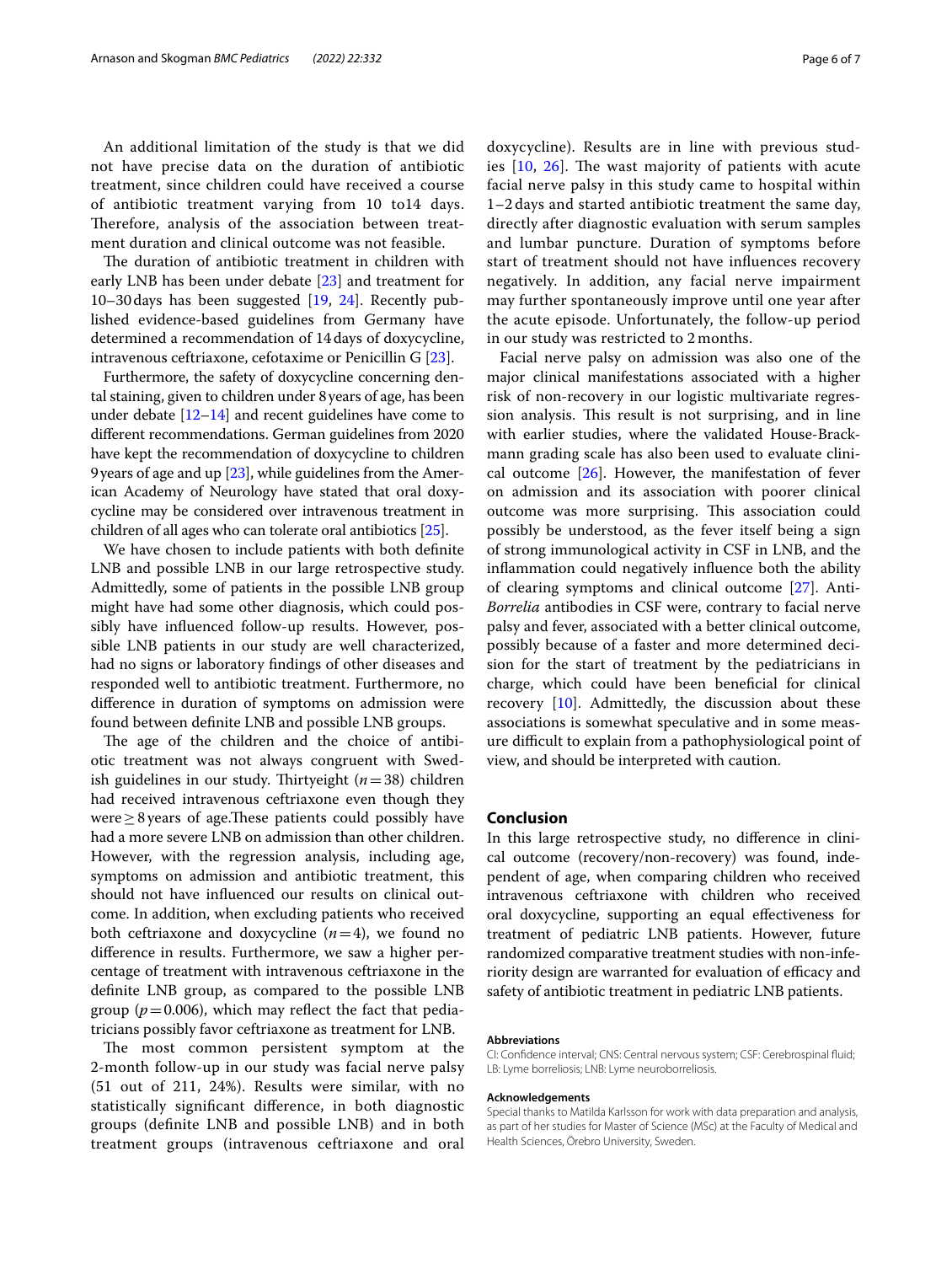An additional limitation of the study is that we did not have precise data on the duration of antibiotic treatment, since children could have received a course of antibiotic treatment varying from 10 to14 days. Therefore, analysis of the association between treatment duration and clinical outcome was not feasible.

The duration of antibiotic treatment in children with early LNB has been under debate [23] and treatment for 10–30 days has been suggested [19, 24]. Recently published evidence-based guidelines from Germany have determined a recommendation of 14 days of doxycycline, intravenous ceftriaxone, cefotaxime or Penicillin G [23].

Furthermore, the safety of doxycycline concerning dental staining, given to children under 8 years of age, has been under debate [12–14] and recent guidelines have come to different recommendations. German guidelines from 2020 have kept the recommendation of doxycycline to children 9 years of age and up [23], while guidelines from the American Academy of Neurology have stated that oral doxycycline may be considered over intravenous treatment in children of all ages who can tolerate oral antibiotics [25].

We have chosen to include patients with both definite LNB and possible LNB in our large retrospective study. Admittedly, some of patients in the possible LNB group might have had some other diagnosis, which could possibly have influenced follow-up results. However, possible LNB patients in our study are well characterized, had no signs or laboratory findings of other diseases and responded well to antibiotic treatment. Furthermore, no difference in duration of symptoms on admission were found between definite LNB and possible LNB groups.

The age of the children and the choice of antibiotic treatment was not always congruent with Swedish guidelines in our study. Thirtyeight ($n=38$) children had received intravenous ceftriaxone even though they were $\geq 8$ years of age.These patients could possibly have had a more severe LNB on admission than other children. However, with the regression analysis, including age, symptoms on admission and antibiotic treatment, this should not have influenced our results on clinical outcome. In addition, when excluding patients who received both ceftriaxone and doxycycline ($n=4$), we found no difference in results. Furthermore, we saw a higher percentage of treatment with intravenous ceftriaxone in the definite LNB group, as compared to the possible LNB group ($p=0.006$), which may reflect the fact that pediatricians possibly favor ceftriaxone as treatment for LNB.

The most common persistent symptom at the 2-month follow-up in our study was facial nerve palsy (51 out of 211, 24%). Results were similar, with no statistically significant difference, in both diagnostic groups (definite LNB and possible LNB) and in both treatment groups (intravenous ceftriaxone and oral doxycycline). Results are in line with previous studies [10, 26]. The wast majority of patients with acute facial nerve palsy in this study came to hospital within 1–2 days and started antibiotic treatment the same day, directly after diagnostic evaluation with serum samples and lumbar puncture. Duration of symptoms before start of treatment should not have influences recovery negatively. In addition, any facial nerve impairment may further spontaneously improve until one year after the acute episode. Unfortunately, the follow-up period in our study was restricted to 2 months.

Facial nerve palsy on admission was also one of the major clinical manifestations associated with a higher risk of non-recovery in our logistic multivariate regression analysis. This result is not surprising, and in line with earlier studies, where the validated House-Brackmann grading scale has also been used to evaluate clinical outcome [26]. However, the manifestation of fever on admission and its association with poorer clinical outcome was more surprising. This association could possibly be understood, as the fever itself being a sign of strong immunological activity in CSF in LNB, and the inflammation could negatively influence both the ability of clearing symptoms and clinical outcome [27]. Anti-*Borrelia* antibodies in CSF were, contrary to facial nerve palsy and fever, associated with a better clinical outcome, possibly because of a faster and more determined decision for the start of treatment by the pediatricians in charge, which could have been beneficial for clinical recovery [10]. Admittedly, the discussion about these associations is somewhat speculative and in some measure difficult to explain from a pathophysiological point of view, and should be interpreted with caution.

## Conclusion

In this large retrospective study, no difference in clinical outcome (recovery/non-recovery) was found, independent of age, when comparing children who received intravenous ceftriaxone with children who received oral doxycycline, supporting an equal effectiveness for treatment of pediatric LNB patients. However, future randomized comparative treatment studies with non-inferiority design are warranted for evaluation of efficacy and safety of antibiotic treatment in pediatric LNB patients.

#### Abbreviations

CI: Confidence interval; CNS: Central nervous system; CSF: Cerebrospinal fluid; LB: Lyme borreliosis; LNB: Lyme neuroborreliosis.

#### Acknowledgements

Special thanks to Matilda Karlsson for work with data preparation and analysis, as part of her studies for Master of Science (MSc) at the Faculty of Medical and Health Sciences, Örebro University, Sweden.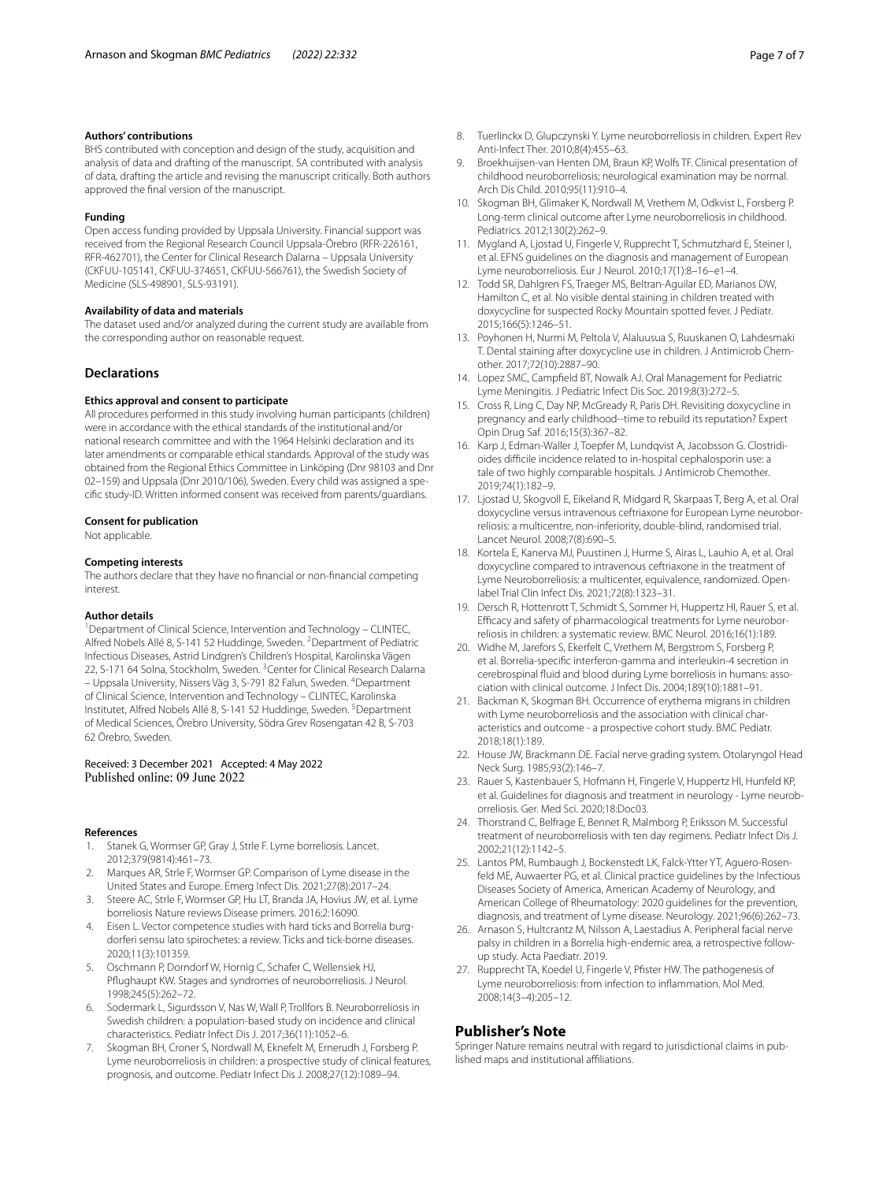#### Authors' contributions

BHS contributed with conception and design of the study, acquisition and analysis of data and drafting of the manuscript. SA contributed with analysis of data, drafting the article and revising the manuscript critically. Both authors approved the final version of the manuscript.

#### Funding

Open access funding provided by Uppsala University. Financial support was received from the Regional Research Council Uppsala-Örebro (RFR-226161, RFR-462701), the Center for Clinical Research Dalarna – Uppsala University (CKFUU-105141, CKFUU-374651, CKFUU-566761), the Swedish Society of Medicine (SLS-498901, SLS-93191).

#### Availability of data and materials

The dataset used and/or analyzed during the current study are available from the corresponding author on reasonable request.

## Declarations

#### Ethics approval and consent to participate

All procedures performed in this study involving human participants (children) were in accordance with the ethical standards of the institutional and/or national research committee and with the 1964 Helsinki declaration and its later amendments or comparable ethical standards. Approval of the study was obtained from the Regional Ethics Committee in Linköping (Dnr 98103 and Dnr 02–159) and Uppsala (Dnr 2010/106), Sweden. Every child was assigned a specific study-ID. Written informed consent was received from parents/guardians.

#### Consent for publication

Not applicable.

#### Competing interests

The authors declare that they have no financial or non-financial competing interest.

#### Author details

[1]Department of Clinical Science, Intervention and Technology – CLINTEC, Alfred Nobels Allé 8, S-141 52 Huddinge, Sweden. [2]Department of Pediatric Infectious Diseases, Astrid Lindgren's Children's Hospital, Karolinska Vägen 22, S-171 64 Solna, Stockholm, Sweden. [3]Center for Clinical Research Dalarna – Uppsala University, Nissers Väg 3, S-791 82 Falun, Sweden. [4]Department of Clinical Science, Intervention and Technology – CLINTEC, Karolinska Institutet, Alfred Nobels Allé 8, S-141 52 Huddinge, Sweden. [5]Department of Medical Sciences, Örebro University, Södra Grev Rosengatan 42 B, S-703 62 Örebro, Sweden.

Received: 3 December 2021 Accepted: 4 May 2022
Published online: 09 June 2022

#### References

1. Stanek G, Wormser GP, Gray J, Strle F. Lyme borreliosis. Lancet. 2012;379(9814):461–73.
2. Marques AR, Strle F, Wormser GP. Comparison of Lyme disease in the United States and Europe. Emerg Infect Dis. 2021;27(8):2017–24.
3. Steere AC, Strle F, Wormser GP, Hu LT, Branda JA, Hovius JW, et al. Lyme borreliosis Nature reviews Disease primers. 2016;2:16090.
4. Eisen L. Vector competence studies with hard ticks and Borrelia burgdorferi sensu lato spirochetes: a review. Ticks and tick-borne diseases. 2020;11(3):101359.
5. Oschmann P, Dorndorf W, Hornig C, Schafer C, Wellensiek HJ, Pflughaupt KW. Stages and syndromes of neuroborreliosis. J Neurol. 1998;245(5):262–72.
6. Sodermark L, Sigurdsson V, Nas W, Wall P, Trollfors B. Neuroborreliosis in Swedish children: a population-based study on incidence and clinical characteristics. Pediatr Infect Dis J. 2017;36(11):1052–6.
7. Skogman BH, Croner S, Nordwall M, Eknefelt M, Ernerudh J, Forsberg P. Lyme neuroborreliosis in children: a prospective study of clinical features, prognosis, and outcome. Pediatr Infect Dis J. 2008;27(12):1089–94.
8. Tuerlinckx D, Glupczynski Y. Lyme neuroborreliosis in children. Expert Rev Anti-Infect Ther. 2010;8(4):455–63.
9. Broekhuijsen-van Henten DM, Braun KP, Wolfs TF. Clinical presentation of childhood neuroborreliosis; neurological examination may be normal. Arch Dis Child. 2010;95(11):910–4.
10. Skogman BH, Glimaker K, Nordwall M, Vrethem M, Odkvist L, Forsberg P. Long-term clinical outcome after Lyme neuroborreliosis in childhood. Pediatrics. 2012;130(2):262–9.
11. Mygland A, Ljostad U, Fingerle V, Rupprecht T, Schmutzhard E, Steiner I, et al. EFNS guidelines on the diagnosis and management of European Lyme neuroborreliosis. Eur J Neurol. 2010;17(1):8–16–e1–4.
12. Todd SR, Dahlgren FS, Traeger MS, Beltran-Aguilar ED, Marianos DW, Hamilton C, et al. No visible dental staining in children treated with doxycycline for suspected Rocky Mountain spotted fever. J Pediatr. 2015;166(5):1246–51.
13. Poyhonen H, Nurmi M, Peltola V, Alaluusua S, Ruuskanen O, Lahdesmaki T. Dental staining after doxycycline use in children. J Antimicrob Chemother. 2017;72(10):2887–90.
14. Lopez SMC, Campfield BT, Nowalk AJ. Oral Management for Pediatric Lyme Meningitis. J Pediatric Infect Dis Soc. 2019;8(3):272–5.
15. Cross R, Ling C, Day NP, McGready R, Paris DH. Revisiting doxycycline in pregnancy and early childhood--time to rebuild its reputation? Expert Opin Drug Saf. 2016;15(3):367–82.
16. Karp J, Edman-Waller J, Toepfer M, Lundqvist A, Jacobsson G. Clostridioides difficile incidence related to in-hospital cephalosporin use: a tale of two highly comparable hospitals. J Antimicrob Chemother. 2019;74(1):182–9.
17. Ljostad U, Skogvoll E, Eikeland R, Midgard R, Skarpaas T, Berg A, et al. Oral doxycycline versus intravenous ceftriaxone for European Lyme neuroborreliosis: a multicentre, non-inferiority, double-blind, randomised trial. Lancet Neurol. 2008;7(8):690–5.
18. Kortela E, Kanerva MJ, Puustinen J, Hurme S, Airas L, Lauhio A, et al. Oral doxycycline compared to intravenous ceftriaxone in the treatment of Lyme Neuroborreliosis: a multicenter, equivalence, randomized. Open-label Trial Clin Infect Dis. 2021;72(8):1323–31.
19. Dersch R, Hottenrott T, Schmidt S, Sommer H, Huppertz HI, Rauer S, et al. Efficacy and safety of pharmacological treatments for Lyme neuroborreliosis in children: a systematic review. BMC Neurol. 2016;16(1):189.
20. Widhe M, Jarefors S, Ekerfelt C, Vrethem M, Bergstrom S, Forsberg P, et al. Borrelia-specific interferon-gamma and interleukin-4 secretion in cerebrospinal fluid and blood during Lyme borreliosis in humans: association with clinical outcome. J Infect Dis. 2004;189(10):1881–91.
21. Backman K, Skogman BH. Occurrence of erythema migrans in children with Lyme neuroborreliosis and the association with clinical characteristics and outcome - a prospective cohort study. BMC Pediatr. 2018;18(1):189.
22. House JW, Brackmann DE. Facial nerve grading system. Otolaryngol Head Neck Surg. 1985;93(2):146–7.
23. Rauer S, Kastenbauer S, Hofmann H, Fingerle V, Huppertz HI, Hunfeld KP, et al. Guidelines for diagnosis and treatment in neurology - Lyme neuroborreliosis. Ger. Med Sci. 2020;18:Doc03.
24. Thorstrand C, Belfrage E, Bennet R, Malmborg P, Eriksson M. Successful treatment of neuroborreliosis with ten day regimens. Pediatr Infect Dis J. 2002;21(12):1142–5.
25. Lantos PM, Rumbaugh J, Bockenstedt LK, Falck-Ytter YT, Aguero-Rosenfeld ME, Auwaerter PG, et al. Clinical practice guidelines by the Infectious Diseases Society of America, American Academy of Neurology, and American College of Rheumatology: 2020 guidelines for the prevention, diagnosis, and treatment of Lyme disease. Neurology. 2021;96(6):262–73.
26. Arnason S, Hultcrantz M, Nilsson A, Laestadius A. Peripheral facial nerve palsy in children in a Borrelia high-endemic area, a retrospective follow-up study. Acta Paediatr. 2019.
27. Rupprecht TA, Koedel U, Fingerle V, Pfister HW. The pathogenesis of Lyme neuroborreliosis: from infection to inflammation. Mol Med. 2008;14(3–4):205–12.

## Publisher's Note

Springer Nature remains neutral with regard to jurisdictional claims in published maps and institutional affiliations.